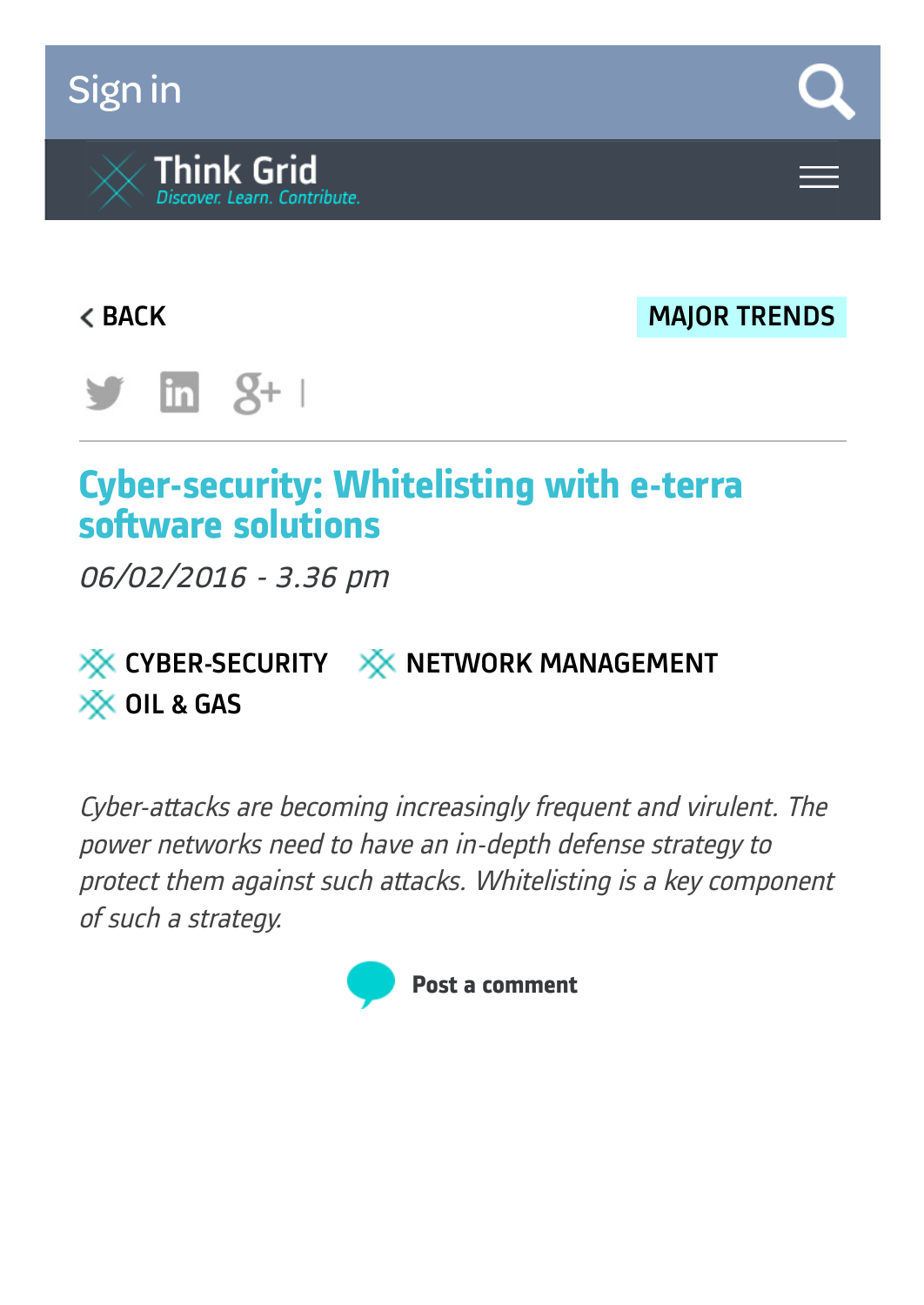Sign in

Think Grid
*Discover. Learn. Contribute.*

< BACK

MAJOR TRENDS

# Cyber-security: Whitelisting with e-terra software solutions

*06/02/2016 - 3.36 pm*

CYBER-SECURITY   NETWORK MANAGEMENT   OIL & GAS

*Cyber-attacks are becoming increasingly frequent and virulent. The power networks need to have an in-depth defense strategy to protect them against such attacks. Whitelisting is a key component of such a strategy.*

**Post a comment**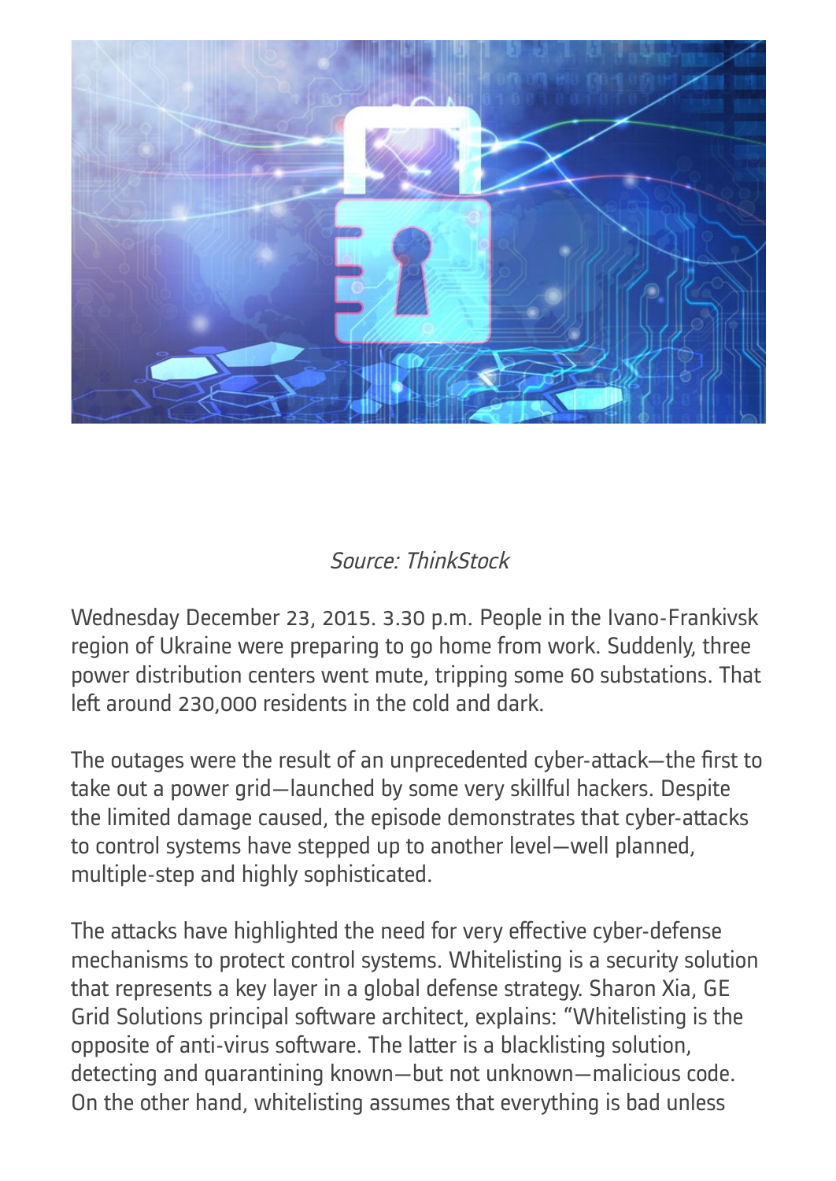*Source: ThinkStock*

Wednesday December 23, 2015. 3.30 p.m. People in the Ivano-Frankivsk region of Ukraine were preparing to go home from work. Suddenly, three power distribution centers went mute, tripping some 60 substations. That left around 230,000 residents in the cold and dark.

The outages were the result of an unprecedented cyber-attack—the first to take out a power grid—launched by some very skillful hackers. Despite the limited damage caused, the episode demonstrates that cyber-attacks to control systems have stepped up to another level—well planned, multiple-step and highly sophisticated.

The attacks have highlighted the need for very effective cyber-defense mechanisms to protect control systems. Whitelisting is a security solution that represents a key layer in a global defense strategy. Sharon Xia, GE Grid Solutions principal software architect, explains: "Whitelisting is the opposite of anti-virus software. The latter is a blacklisting solution, detecting and quarantining known—but not unknown—malicious code. On the other hand, whitelisting assumes that everything is bad unless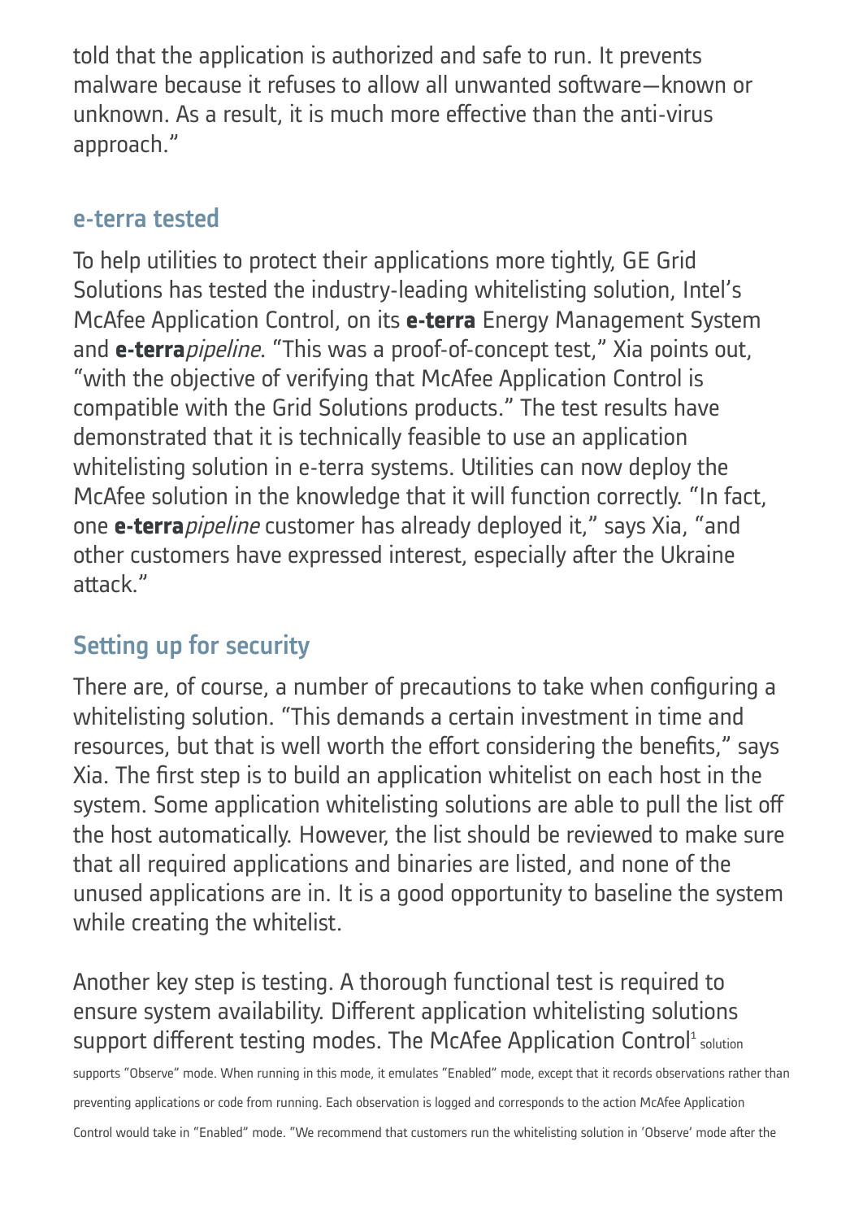told that the application is authorized and safe to run. It prevents malware because it refuses to allow all unwanted software—known or unknown. As a result, it is much more effective than the anti-virus approach."

## e-terra tested

To help utilities to protect their applications more tightly, GE Grid Solutions has tested the industry-leading whitelisting solution, Intel's McAfee Application Control, on its **e-terra** Energy Management System and **e-terra***pipeline*. "This was a proof-of-concept test," Xia points out, "with the objective of verifying that McAfee Application Control is compatible with the Grid Solutions products." The test results have demonstrated that it is technically feasible to use an application whitelisting solution in e-terra systems. Utilities can now deploy the McAfee solution in the knowledge that it will function correctly. "In fact, one **e-terra***pipeline* customer has already deployed it," says Xia, "and other customers have expressed interest, especially after the Ukraine attack."

## Setting up for security

There are, of course, a number of precautions to take when configuring a whitelisting solution. "This demands a certain investment in time and resources, but that is well worth the effort considering the benefits," says Xia. The first step is to build an application whitelist on each host in the system. Some application whitelisting solutions are able to pull the list off the host automatically. However, the list should be reviewed to make sure that all required applications and binaries are listed, and none of the unused applications are in. It is a good opportunity to baseline the system while creating the whitelist.

Another key step is testing. A thorough functional test is required to ensure system availability. Different application whitelisting solutions support different testing modes. The McAfee Application Control[1] solution supports "Observe" mode. When running in this mode, it emulates "Enabled" mode, except that it records observations rather than preventing applications or code from running. Each observation is logged and corresponds to the action McAfee Application Control would take in "Enabled" mode. "We recommend that customers run the whitelisting solution in 'Observe' mode after the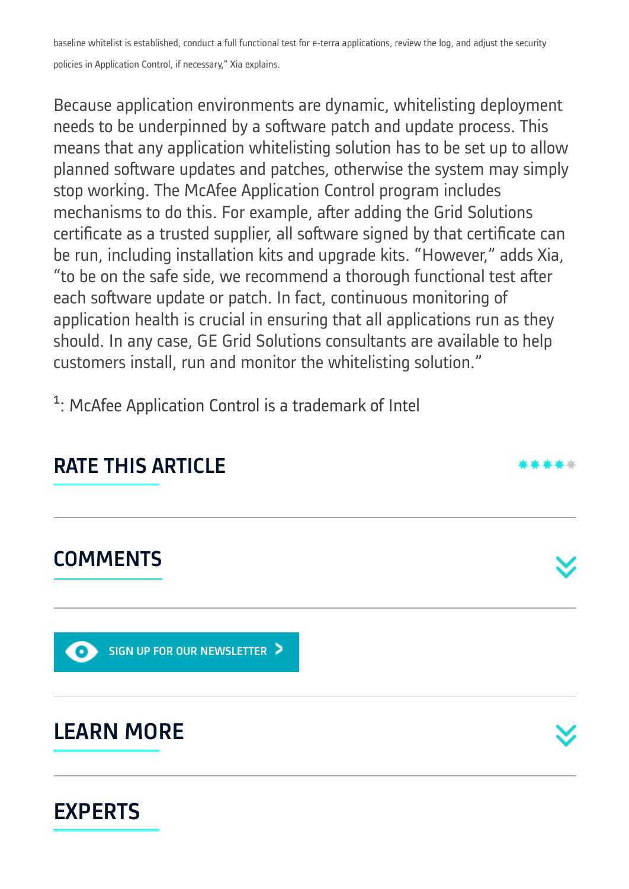baseline whitelist is established, conduct a full functional test for e-terra applications, review the log, and adjust the security policies in Application Control, if necessary," Xia explains.

Because application environments are dynamic, whitelisting deployment needs to be underpinned by a software patch and update process. This means that any application whitelisting solution has to be set up to allow planned software updates and patches, otherwise the system may simply stop working. The McAfee Application Control program includes mechanisms to do this. For example, after adding the Grid Solutions certificate as a trusted supplier, all software signed by that certificate can be run, including installation kits and upgrade kits. "However," adds Xia, "to be on the safe side, we recommend a thorough functional test after each software update or patch. In fact, continuous monitoring of application health is crucial in ensuring that all applications run as they should. In any case, GE Grid Solutions consultants are available to help customers install, run and monitor the whitelisting solution."

[1]: McAfee Application Control is a trademark of Intel

## RATE THIS ARTICLE

## COMMENTS

SIGN UP FOR OUR NEWSLETTER

## LEARN MORE

## EXPERTS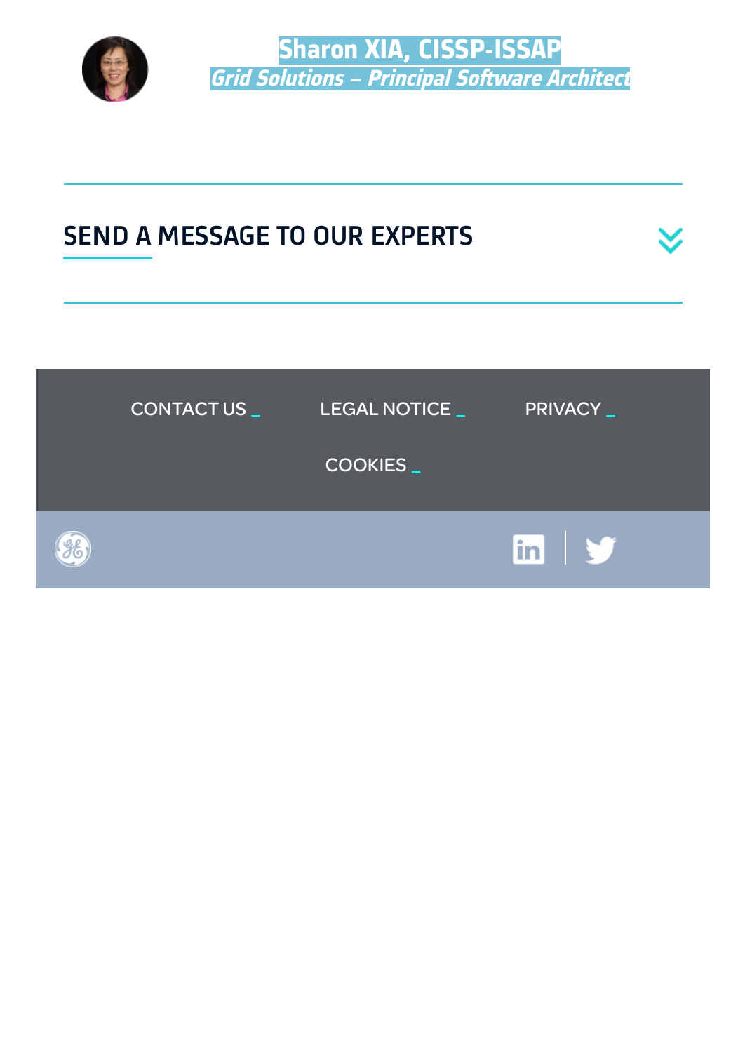**Sharon XIA, CISSP-ISSAP**

***Grid Solutions – Principal Software Architect***

## SEND A MESSAGE TO OUR EXPERTS

CONTACT US _ LEGAL NOTICE _ PRIVACY _ COOKIES _